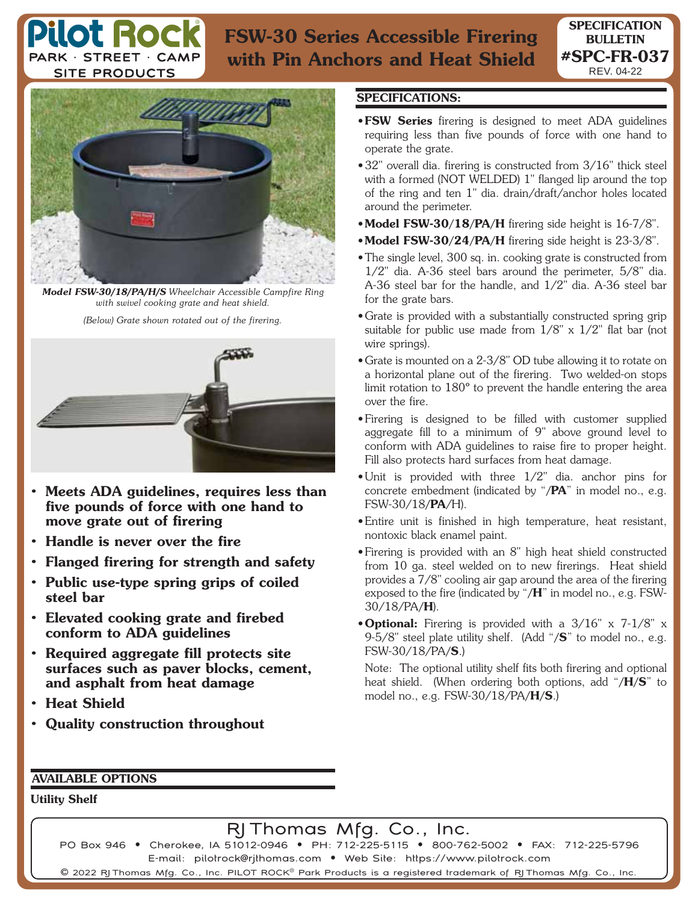# Pilot Rock

PARK · STREET · CAMP SITE PRODUCTS

# FSW-30 Series Accessible Firering with Pin Anchors and Heat Shield

**SPECIFICATION BULLETIN #SPC-FR-037**
REV. 04-22

***Model FSW-30/18/PA/H/S*** *Wheelchair Accessible Campfire Ring with swivel cooking grate and heat shield.*

*(Below) Grate shown rotated out of the firering.*

- **Meets ADA guidelines, requires less than five pounds of force with one hand to move grate out of firering**
- **Handle is never over the fire**
- **Flanged firering for strength and safety**
- **Public use-type spring grips of coiled steel bar**
- **Elevated cooking grate and firebed conform to ADA guidelines**
- **Required aggregate fill protects site surfaces such as paver blocks, cement, and asphalt from heat damage**
- **Heat Shield**
- **Quality construction throughout**

## AVAILABLE OPTIONS

**Utility Shelf**

## SPECIFICATIONS:

- **FSW Series** firering is designed to meet ADA guidelines requiring less than five pounds of force with one hand to operate the grate.
- 32" overall dia. firering is constructed from 3/16" thick steel with a formed (NOT WELDED) 1" flanged lip around the top of the ring and ten 1" dia. drain/draft/anchor holes located around the perimeter.
- **Model FSW-30/18/PA/H** firering side height is 16-7/8".
- **Model FSW-30/24/PA/H** firering side height is 23-3/8".
- The single level, 300 sq. in. cooking grate is constructed from 1/2" dia. A-36 steel bars around the perimeter, 5/8" dia. A-36 steel bar for the handle, and 1/2" dia. A-36 steel bar for the grate bars.
- Grate is provided with a substantially constructed spring grip suitable for public use made from 1/8" x 1/2" flat bar (not wire springs).
- Grate is mounted on a 2-3/8" OD tube allowing it to rotate on a horizontal plane out of the firering. Two welded-on stops limit rotation to 180° to prevent the handle entering the area over the fire.
- Firering is designed to be filled with customer supplied aggregate fill to a minimum of 9" above ground level to conform with ADA guidelines to raise fire to proper height. Fill also protects hard surfaces from heat damage.
- Unit is provided with three 1/2" dia. anchor pins for concrete embedment (indicated by "/**PA**" in model no., e.g. FSW-30/18/**PA**/H).
- Entire unit is finished in high temperature, heat resistant, nontoxic black enamel paint.
- Firering is provided with an 8" high heat shield constructed from 10 ga. steel welded on to new firerings. Heat shield provides a 7/8" cooling air gap around the area of the firering exposed to the fire (indicated by "/**H**" in model no., e.g. FSW-30/18/PA/**H**).
- **Optional:** Firering is provided with a 3/16" x 7-1/8" x 9-5/8" steel plate utility shelf. (Add "/**S**" to model no., e.g. FSW-30/18/PA/**S**.)

Note: The optional utility shelf fits both firering and optional heat shield. (When ordering both options, add "/**H/S**" to model no., e.g. FSW-30/18/PA/**H/S**.)

**RJ Thomas Mfg. Co., Inc.**
PO Box 946 • Cherokee, IA 51012-0946 • PH: 712-225-5115 • 800-762-5002 • FAX: 712-225-5796
E-mail: pilotrock@rjthomas.com • Web Site: https://www.pilotrock.com
© 2022 RJ Thomas Mfg. Co., Inc. PILOT ROCK® Park Products is a registered trademark of RJ Thomas Mfg. Co., Inc.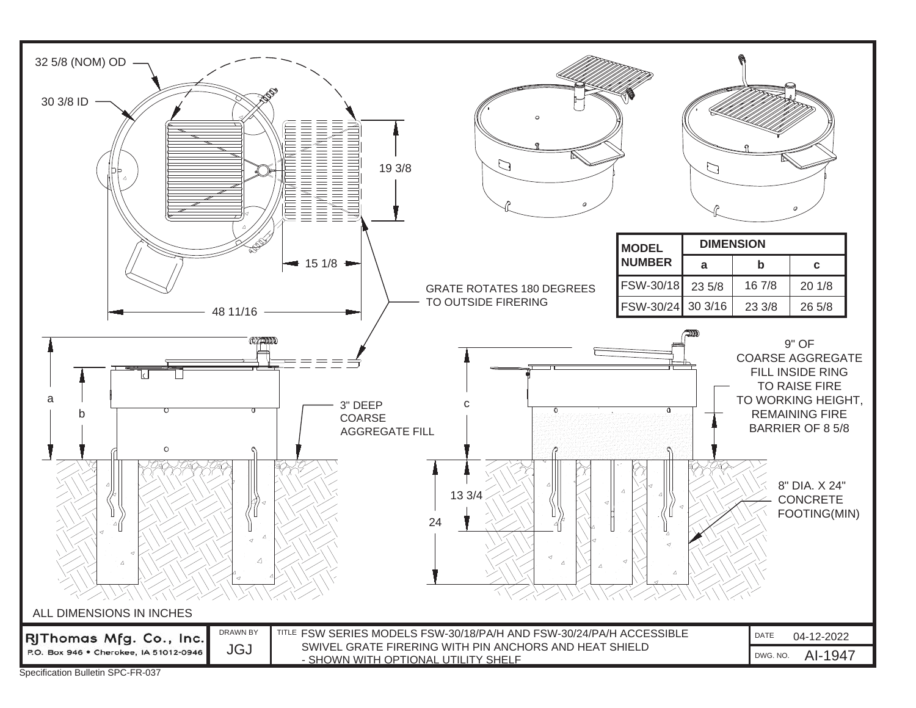32 5/8 (NOM) OD

30 3/8 ID

19 3/8

15 1/8

48 11/16

GRATE ROTATES 180 DEGREES
TO OUTSIDE FIRERING

| MODEL NUMBER | DIMENSION | | |
|---|---|---|---|
| | a | b | c |
| FSW-30/18 | 23 5/8 | 16 7/8 | 20 1/8 |
| FSW-30/24 | 30 3/16 | 23 3/8 | 26 5/8 |

a

b

3" DEEP
COARSE
AGGREGATE FILL

c

9" OF
COARSE AGGREGATE
FILL INSIDE RING
TO RAISE FIRE
TO WORKING HEIGHT,
REMAINING FIRE
BARRIER OF 8 5/8

13 3/4

24

8" DIA. X 24"
CONCRETE
FOOTING(MIN)

ALL DIMENSIONS IN INCHES

| | | | |
|---|---|---|---|
| RJThomas Mfg. Co., Inc. P.O. Box 946 • Cherokee, IA 51012-0946 | DRAWN BY JGJ | TITLE FSW SERIES MODELS FSW-30/18/PA/H AND FSW-30/24/PA/H ACCESSIBLE SWIVEL GRATE FIRERING WITH PIN ANCHORS AND HEAT SHIELD - SHOWN WITH OPTIONAL UTILITY SHELF | DATE 04-12-2022 DWG. NO. AI-1947 |

Specification Bulletin SPC-FR-037